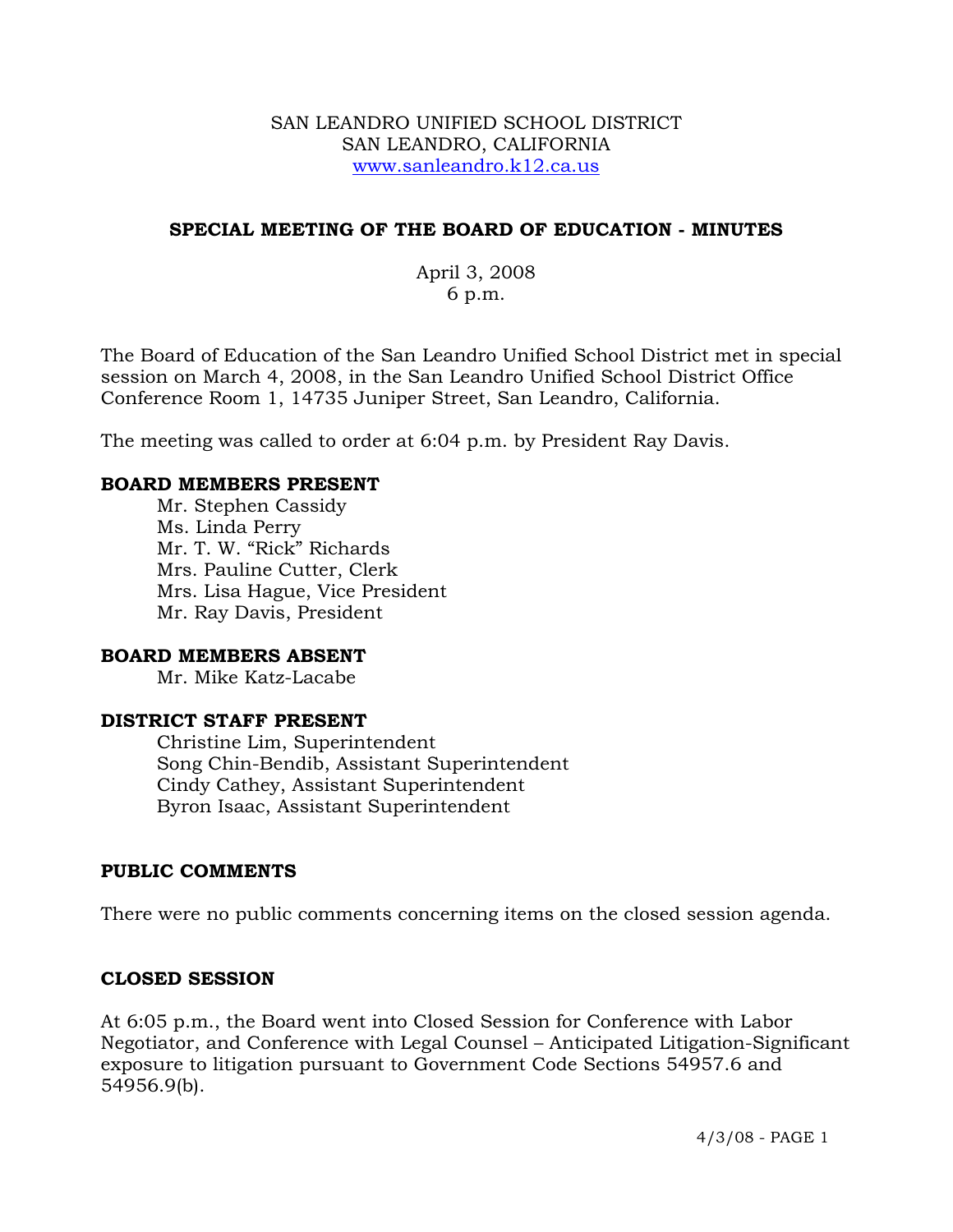SAN LEANDRO UNIFIED SCHOOL DISTRICT
SAN LEANDRO, CALIFORNIA
[www.sanleandro.k12.ca.us](http://www.sanleandro.k12.ca.us)

## SPECIAL MEETING OF THE BOARD OF EDUCATION - MINUTES

April 3, 2008
6 p.m.

The Board of Education of the San Leandro Unified School District met in special session on March 4, 2008, in the San Leandro Unified School District Office Conference Room 1, 14735 Juniper Street, San Leandro, California.

The meeting was called to order at 6:04 p.m. by President Ray Davis.

**BOARD MEMBERS PRESENT**

Mr. Stephen Cassidy
Ms. Linda Perry
Mr. T. W. "Rick" Richards
Mrs. Pauline Cutter, Clerk
Mrs. Lisa Hague, Vice President
Mr. Ray Davis, President

**BOARD MEMBERS ABSENT**

Mr. Mike Katz-Lacabe

**DISTRICT STAFF PRESENT**

Christine Lim, Superintendent
Song Chin-Bendib, Assistant Superintendent
Cindy Cathey, Assistant Superintendent
Byron Isaac, Assistant Superintendent

**PUBLIC COMMENTS**

There were no public comments concerning items on the closed session agenda.

**CLOSED SESSION**

At 6:05 p.m., the Board went into Closed Session for Conference with Labor Negotiator, and Conference with Legal Counsel – Anticipated Litigation-Significant exposure to litigation pursuant to Government Code Sections 54957.6 and 54956.9(b).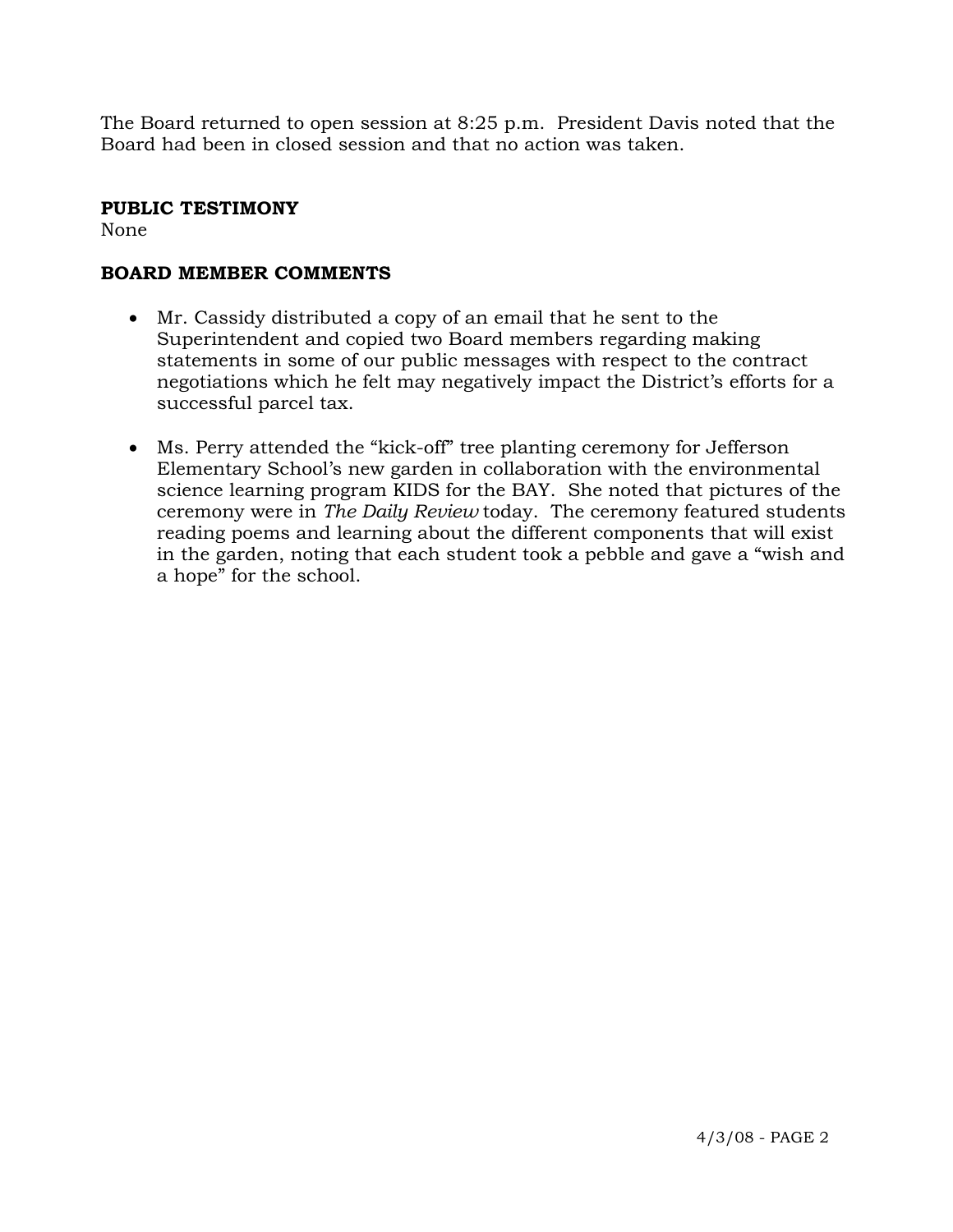The Board returned to open session at 8:25 p.m. President Davis noted that the Board had been in closed session and that no action was taken.

**PUBLIC TESTIMONY**

None

**BOARD MEMBER COMMENTS**

- Mr. Cassidy distributed a copy of an email that he sent to the Superintendent and copied two Board members regarding making statements in some of our public messages with respect to the contract negotiations which he felt may negatively impact the District's efforts for a successful parcel tax.

- Ms. Perry attended the "kick-off" tree planting ceremony for Jefferson Elementary School's new garden in collaboration with the environmental science learning program KIDS for the BAY. She noted that pictures of the ceremony were in *The Daily Review* today. The ceremony featured students reading poems and learning about the different components that will exist in the garden, noting that each student took a pebble and gave a "wish and a hope" for the school.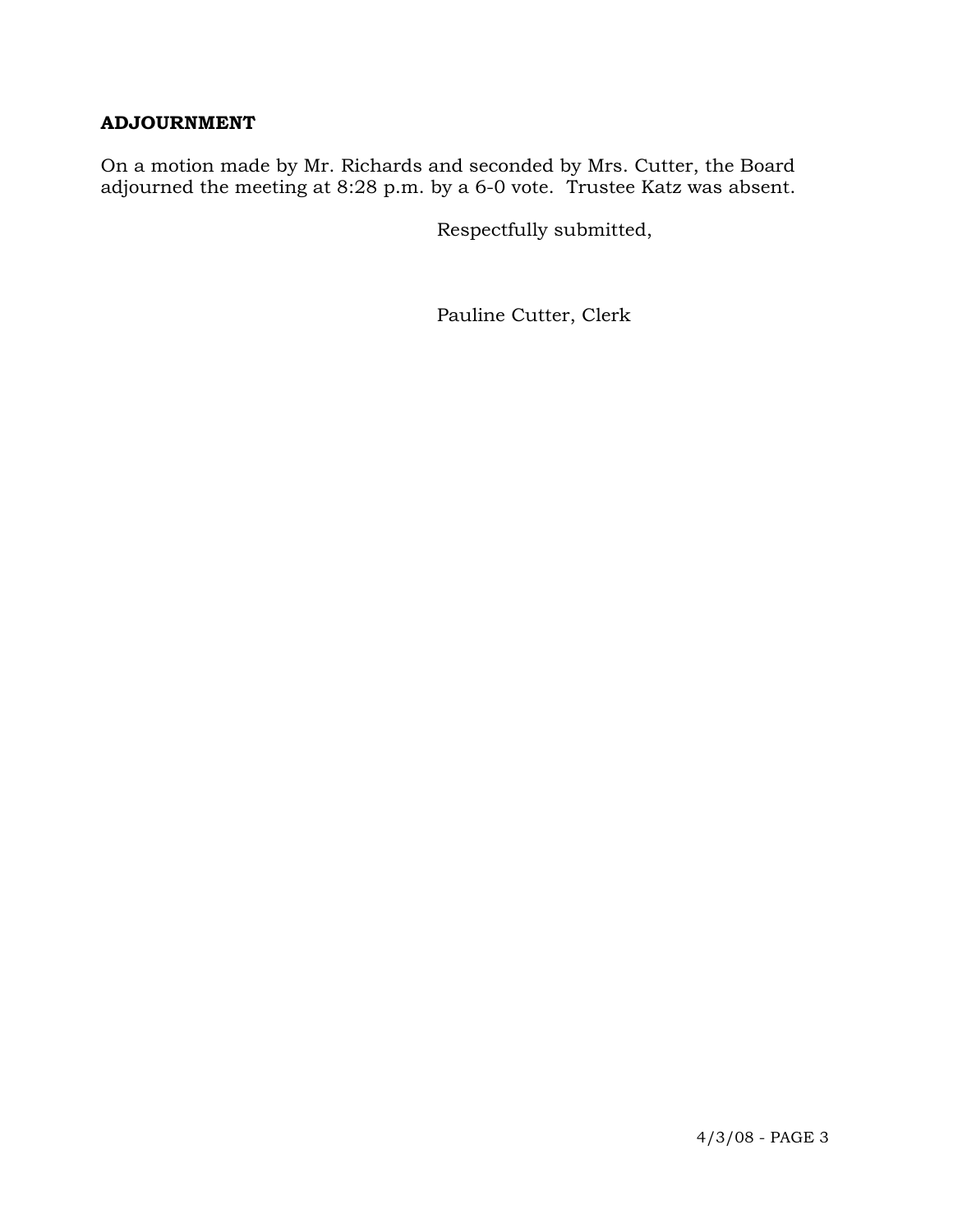**ADJOURNMENT**

On a motion made by Mr. Richards and seconded by Mrs. Cutter, the Board adjourned the meeting at 8:28 p.m. by a 6-0 vote. Trustee Katz was absent.

Respectfully submitted,

Pauline Cutter, Clerk